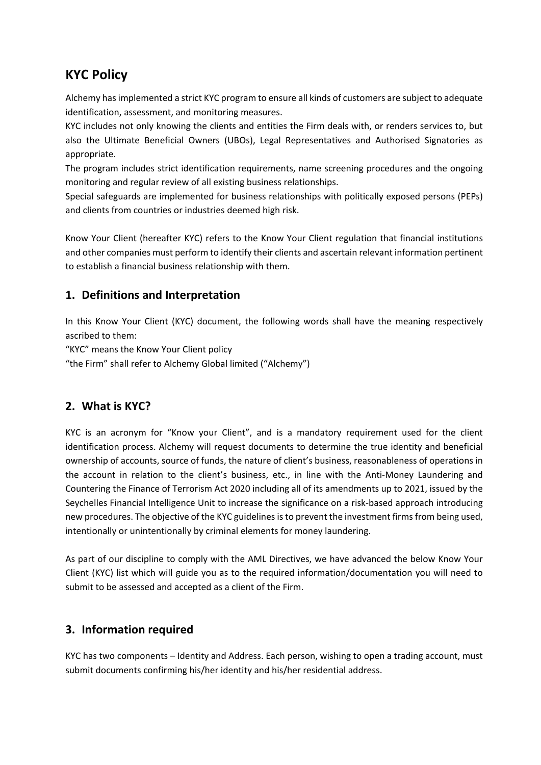# KYC Policy

Alchemy has implemented a strict KYC program to ensure all kinds of customers are subject to adequate identification, assessment, and monitoring measures.

KYC includes not only knowing the clients and entities the Firm deals with, or renders services to, but also the Ultimate Beneficial Owners (UBOs), Legal Representatives and Authorised Signatories as appropriate.

The program includes strict identification requirements, name screening procedures and the ongoing monitoring and regular review of all existing business relationships.

Special safeguards are implemented for business relationships with politically exposed persons (PEPs) and clients from countries or industries deemed high risk.

Know Your Client (hereafter KYC) refers to the Know Your Client regulation that financial institutions and other companies must perform to identify their clients and ascertain relevant information pertinent to establish a financial business relationship with them.

## 1. Definitions and Interpretation

In this Know Your Client (KYC) document, the following words shall have the meaning respectively ascribed to them:

"KYC" means the Know Your Client policy

"the Firm" shall refer to Alchemy Global limited ("Alchemy")

## 2. What is KYC?

KYC is an acronym for "Know your Client", and is a mandatory requirement used for the client identification process. Alchemy will request documents to determine the true identity and beneficial ownership of accounts, source of funds, the nature of client's business, reasonableness of operations in the account in relation to the client's business, etc., in line with the Anti-Money Laundering and Countering the Finance of Terrorism Act 2020 including all of its amendments up to 2021, issued by the Seychelles Financial Intelligence Unit to increase the significance on a risk-based approach introducing new procedures. The objective of the KYC guidelines is to prevent the investment firms from being used, intentionally or unintentionally by criminal elements for money laundering.

As part of our discipline to comply with the AML Directives, we have advanced the below Know Your Client (KYC) list which will guide you as to the required information/documentation you will need to submit to be assessed and accepted as a client of the Firm.

## 3. Information required

KYC has two components – Identity and Address. Each person, wishing to open a trading account, must submit documents confirming his/her identity and his/her residential address.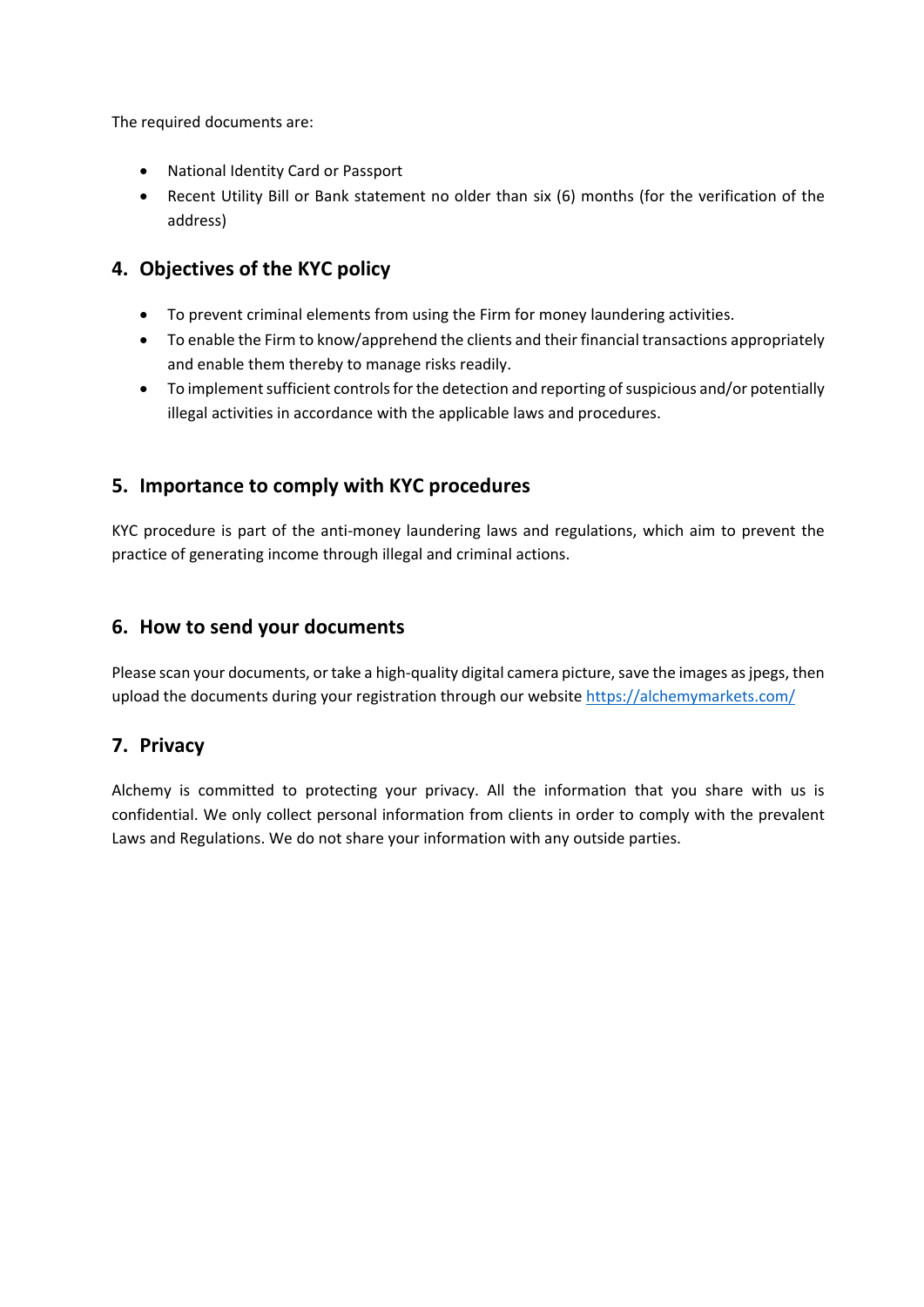The required documents are:

- National Identity Card or Passport
- Recent Utility Bill or Bank statement no older than six (6) months (for the verification of the address)

## 4. Objectives of the KYC policy

- To prevent criminal elements from using the Firm for money laundering activities.
- To enable the Firm to know/apprehend the clients and their financial transactions appropriately and enable them thereby to manage risks readily.
- To implement sufficient controls for the detection and reporting of suspicious and/or potentially illegal activities in accordance with the applicable laws and procedures.

## 5. Importance to comply with KYC procedures

KYC procedure is part of the anti-money laundering laws and regulations, which aim to prevent the practice of generating income through illegal and criminal actions.

## 6. How to send your documents

Please scan your documents, or take a high-quality digital camera picture, save the images as jpegs, then upload the documents during your registration through our website https://alchemymarkets.com/

## 7. Privacy

Alchemy is committed to protecting your privacy. All the information that you share with us is confidential. We only collect personal information from clients in order to comply with the prevalent Laws and Regulations. We do not share your information with any outside parties.